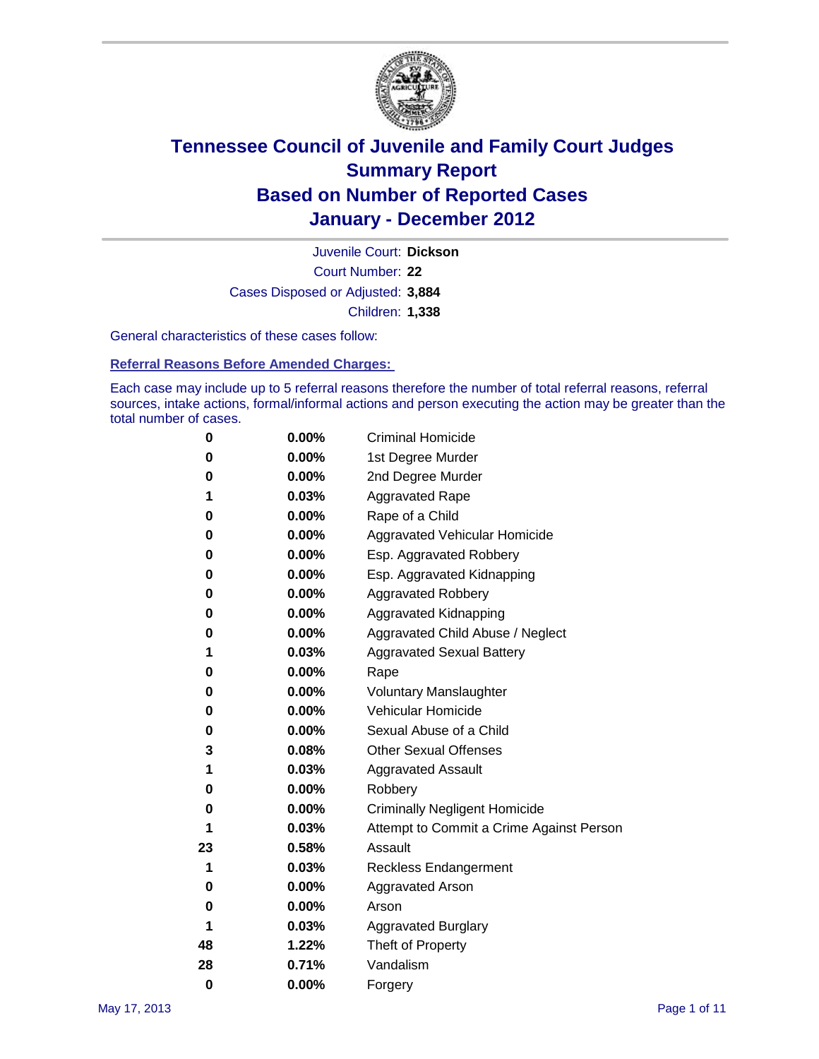# Tennessee Council of Juvenile and Family Court Judges
## Summary Report
## Based on Number of Reported Cases
## January - December 2012

Juvenile Court: **Dickson**

Court Number: **22**

Cases Disposed or Adjusted: **3,884**

Children: **1,338**

General characteristics of these cases follow:

### Referral Reasons Before Amended Charges:

Each case may include up to 5 referral reasons therefore the number of total referral reasons, referral sources, intake actions, formal/informal actions and person executing the action may be greater than the total number of cases.

| Count | Percent | Referral Reason |
|---|---|---|
| 0 | 0.00% | Criminal Homicide |
| 0 | 0.00% | 1st Degree Murder |
| 0 | 0.00% | 2nd Degree Murder |
| 1 | 0.03% | Aggravated Rape |
| 0 | 0.00% | Rape of a Child |
| 0 | 0.00% | Aggravated Vehicular Homicide |
| 0 | 0.00% | Esp. Aggravated Robbery |
| 0 | 0.00% | Esp. Aggravated Kidnapping |
| 0 | 0.00% | Aggravated Robbery |
| 0 | 0.00% | Aggravated Kidnapping |
| 0 | 0.00% | Aggravated Child Abuse / Neglect |
| 1 | 0.03% | Aggravated Sexual Battery |
| 0 | 0.00% | Rape |
| 0 | 0.00% | Voluntary Manslaughter |
| 0 | 0.00% | Vehicular Homicide |
| 0 | 0.00% | Sexual Abuse of a Child |
| 3 | 0.08% | Other Sexual Offenses |
| 1 | 0.03% | Aggravated Assault |
| 0 | 0.00% | Robbery |
| 0 | 0.00% | Criminally Negligent Homicide |
| 1 | 0.03% | Attempt to Commit a Crime Against Person |
| 23 | 0.58% | Assault |
| 1 | 0.03% | Reckless Endangerment |
| 0 | 0.00% | Aggravated Arson |
| 0 | 0.00% | Arson |
| 1 | 0.03% | Aggravated Burglary |
| 48 | 1.22% | Theft of Property |
| 28 | 0.71% | Vandalism |
| 0 | 0.00% | Forgery |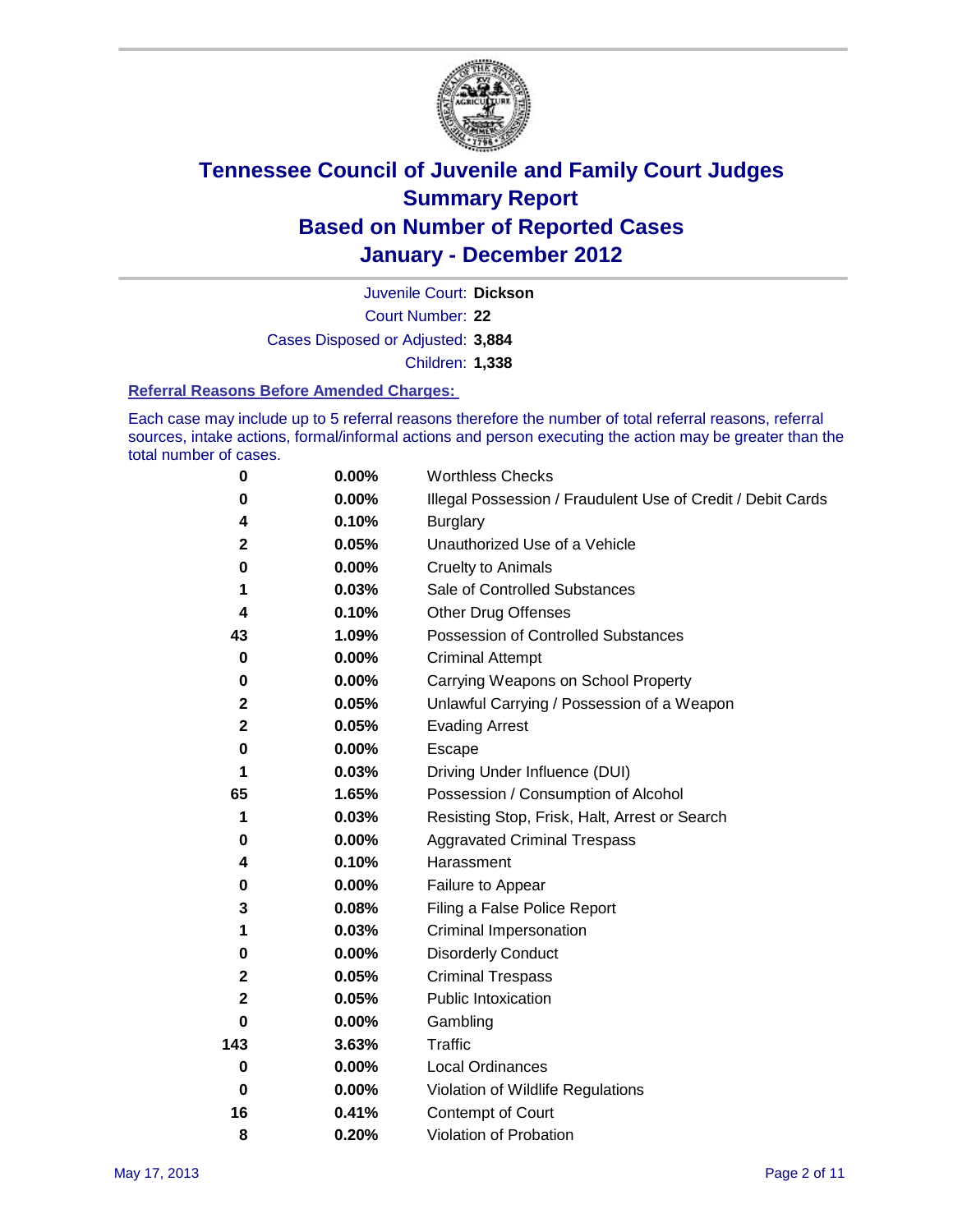# Tennessee Council of Juvenile and Family Court Judges
## Summary Report
## Based on Number of Reported Cases
## January - December 2012

Juvenile Court: **Dickson**

Court Number: **22**

Cases Disposed or Adjusted: **3,884**

Children: **1,338**

### Referral Reasons Before Amended Charges:

Each case may include up to 5 referral reasons therefore the number of total referral reasons, referral sources, intake actions, formal/informal actions and person executing the action may be greater than the total number of cases.

| Count | Percent | Referral Reason |
|---|---|---|
| 0 | 0.00% | Worthless Checks |
| 0 | 0.00% | Illegal Possession / Fraudulent Use of Credit / Debit Cards |
| 4 | 0.10% | Burglary |
| 2 | 0.05% | Unauthorized Use of a Vehicle |
| 0 | 0.00% | Cruelty to Animals |
| 1 | 0.03% | Sale of Controlled Substances |
| 4 | 0.10% | Other Drug Offenses |
| 43 | 1.09% | Possession of Controlled Substances |
| 0 | 0.00% | Criminal Attempt |
| 0 | 0.00% | Carrying Weapons on School Property |
| 2 | 0.05% | Unlawful Carrying / Possession of a Weapon |
| 2 | 0.05% | Evading Arrest |
| 0 | 0.00% | Escape |
| 1 | 0.03% | Driving Under Influence (DUI) |
| 65 | 1.65% | Possession / Consumption of Alcohol |
| 1 | 0.03% | Resisting Stop, Frisk, Halt, Arrest or Search |
| 0 | 0.00% | Aggravated Criminal Trespass |
| 4 | 0.10% | Harassment |
| 0 | 0.00% | Failure to Appear |
| 3 | 0.08% | Filing a False Police Report |
| 1 | 0.03% | Criminal Impersonation |
| 0 | 0.00% | Disorderly Conduct |
| 2 | 0.05% | Criminal Trespass |
| 2 | 0.05% | Public Intoxication |
| 0 | 0.00% | Gambling |
| 143 | 3.63% | Traffic |
| 0 | 0.00% | Local Ordinances |
| 0 | 0.00% | Violation of Wildlife Regulations |
| 16 | 0.41% | Contempt of Court |
| 8 | 0.20% | Violation of Probation |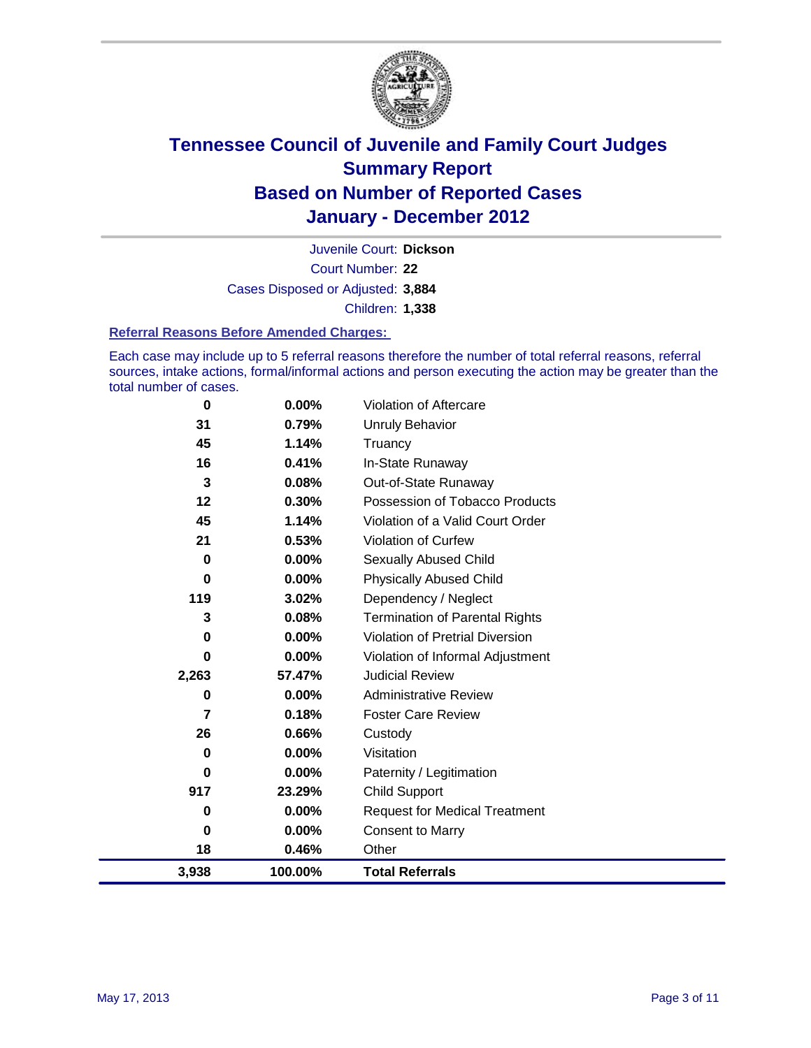# Tennessee Council of Juvenile and Family Court Judges
# Summary Report
# Based on Number of Reported Cases
# January - December 2012

Juvenile Court: **Dickson**

Court Number: **22**

Cases Disposed or Adjusted: **3,884**

Children: **1,338**

### Referral Reasons Before Amended Charges:

Each case may include up to 5 referral reasons therefore the number of total referral reasons, referral sources, intake actions, formal/informal actions and person executing the action may be greater than the total number of cases.

| | | |
|---|---|---|
| 0 | 0.00% | Violation of Aftercare |
| 31 | 0.79% | Unruly Behavior |
| 45 | 1.14% | Truancy |
| 16 | 0.41% | In-State Runaway |
| 3 | 0.08% | Out-of-State Runaway |
| 12 | 0.30% | Possession of Tobacco Products |
| 45 | 1.14% | Violation of a Valid Court Order |
| 21 | 0.53% | Violation of Curfew |
| 0 | 0.00% | Sexually Abused Child |
| 0 | 0.00% | Physically Abused Child |
| 119 | 3.02% | Dependency / Neglect |
| 3 | 0.08% | Termination of Parental Rights |
| 0 | 0.00% | Violation of Pretrial Diversion |
| 0 | 0.00% | Violation of Informal Adjustment |
| 2,263 | 57.47% | Judicial Review |
| 0 | 0.00% | Administrative Review |
| 7 | 0.18% | Foster Care Review |
| 26 | 0.66% | Custody |
| 0 | 0.00% | Visitation |
| 0 | 0.00% | Paternity / Legitimation |
| 917 | 23.29% | Child Support |
| 0 | 0.00% | Request for Medical Treatment |
| 0 | 0.00% | Consent to Marry |
| 18 | 0.46% | Other |
| **3,938** | **100.00%** | **Total Referrals** |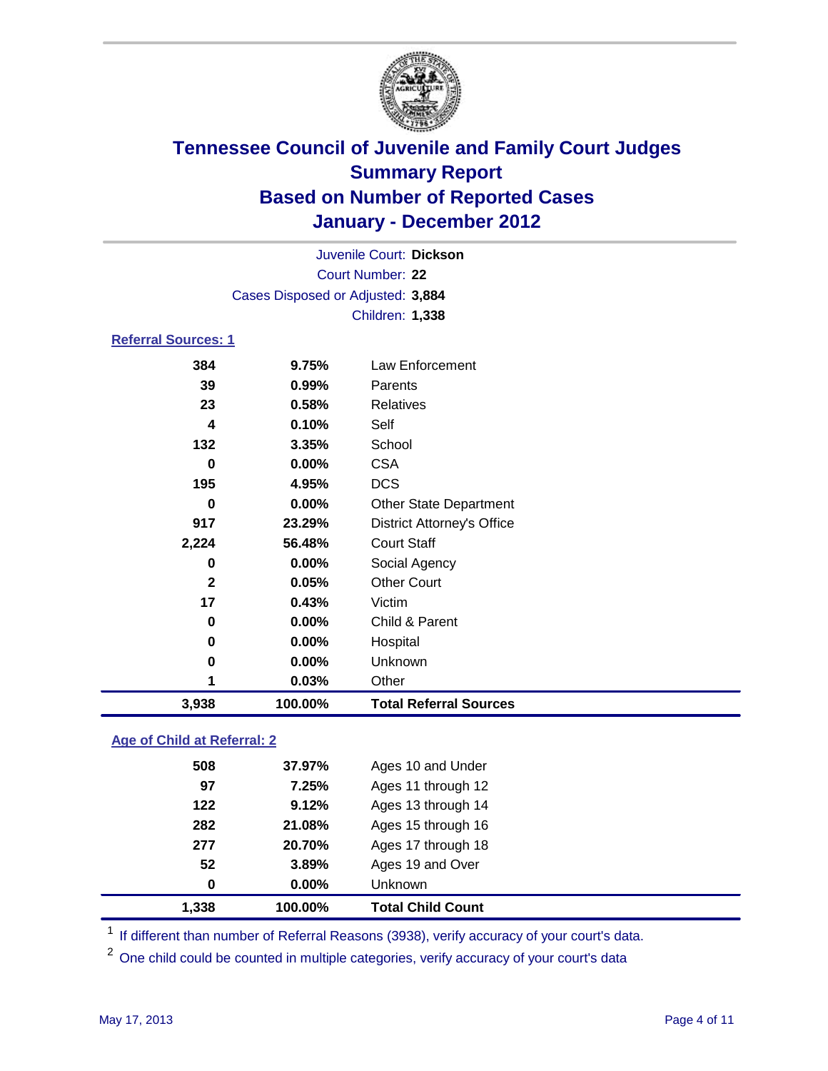# Tennessee Council of Juvenile and Family Court Judges
## Summary Report
## Based on Number of Reported Cases
## January - December 2012

Juvenile Court: **Dickson**
Court Number: **22**
Cases Disposed or Adjusted: **3,884**
Children: **1,338**

### Referral Sources: 1

| | | |
|---|---|---|
| 384 | 9.75% | Law Enforcement |
| 39 | 0.99% | Parents |
| 23 | 0.58% | Relatives |
| 4 | 0.10% | Self |
| 132 | 3.35% | School |
| 0 | 0.00% | CSA |
| 195 | 4.95% | DCS |
| 0 | 0.00% | Other State Department |
| 917 | 23.29% | District Attorney's Office |
| 2,224 | 56.48% | Court Staff |
| 0 | 0.00% | Social Agency |
| 2 | 0.05% | Other Court |
| 17 | 0.43% | Victim |
| 0 | 0.00% | Child & Parent |
| 0 | 0.00% | Hospital |
| 0 | 0.00% | Unknown |
| 1 | 0.03% | Other |
| **3,938** | **100.00%** | **Total Referral Sources** |

### Age of Child at Referral: 2

| | | |
|---|---|---|
| 508 | 37.97% | Ages 10 and Under |
| 97 | 7.25% | Ages 11 through 12 |
| 122 | 9.12% | Ages 13 through 14 |
| 282 | 21.08% | Ages 15 through 16 |
| 277 | 20.70% | Ages 17 through 18 |
| 52 | 3.89% | Ages 19 and Over |
| 0 | 0.00% | Unknown |
| **1,338** | **100.00%** | **Total Child Count** |

[1] If different than number of Referral Reasons (3938), verify accuracy of your court's data.

[2] One child could be counted in multiple categories, verify accuracy of your court's data

May 17, 2013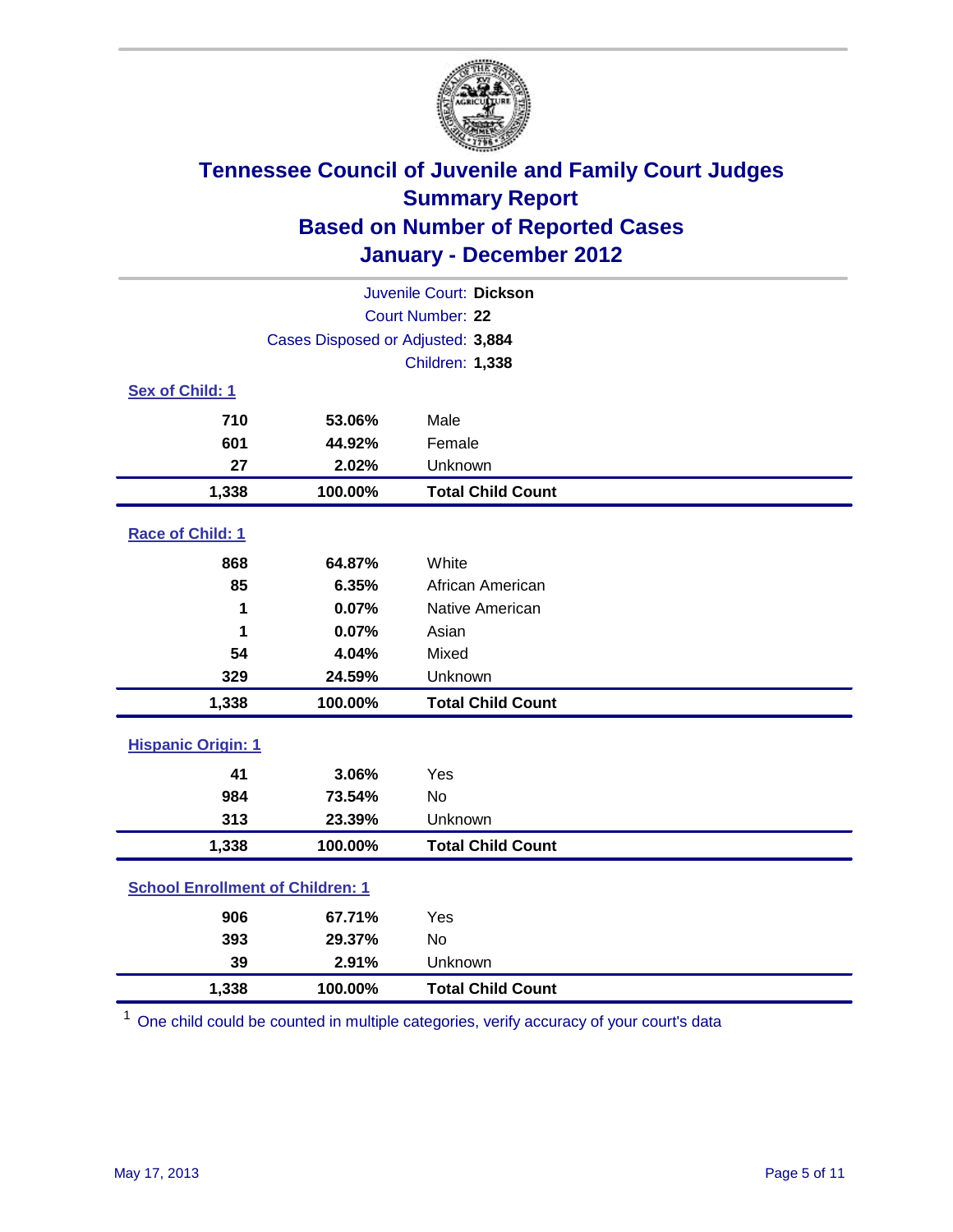# Tennessee Council of Juvenile and Family Court Judges
## Summary Report
## Based on Number of Reported Cases
## January - December 2012

Juvenile Court: **Dickson**
Court Number: **22**
Cases Disposed or Adjusted: **3,884**
Children: **1,338**

### Sex of Child: 1

| | | |
|---|---|---|
| 710 | 53.06% | Male |
| 601 | 44.92% | Female |
| 27 | 2.02% | Unknown |
| **1,338** | **100.00%** | **Total Child Count** |

### Race of Child: 1

| | | |
|---|---|---|
| 868 | 64.87% | White |
| 85 | 6.35% | African American |
| 1 | 0.07% | Native American |
| 1 | 0.07% | Asian |
| 54 | 4.04% | Mixed |
| 329 | 24.59% | Unknown |
| **1,338** | **100.00%** | **Total Child Count** |

### Hispanic Origin: 1

| | | |
|---|---|---|
| 41 | 3.06% | Yes |
| 984 | 73.54% | No |
| 313 | 23.39% | Unknown |
| **1,338** | **100.00%** | **Total Child Count** |

### School Enrollment of Children: 1

| | | |
|---|---|---|
| 906 | 67.71% | Yes |
| 393 | 29.37% | No |
| 39 | 2.91% | Unknown |
| **1,338** | **100.00%** | **Total Child Count** |

[1] One child could be counted in multiple categories, verify accuracy of your court's data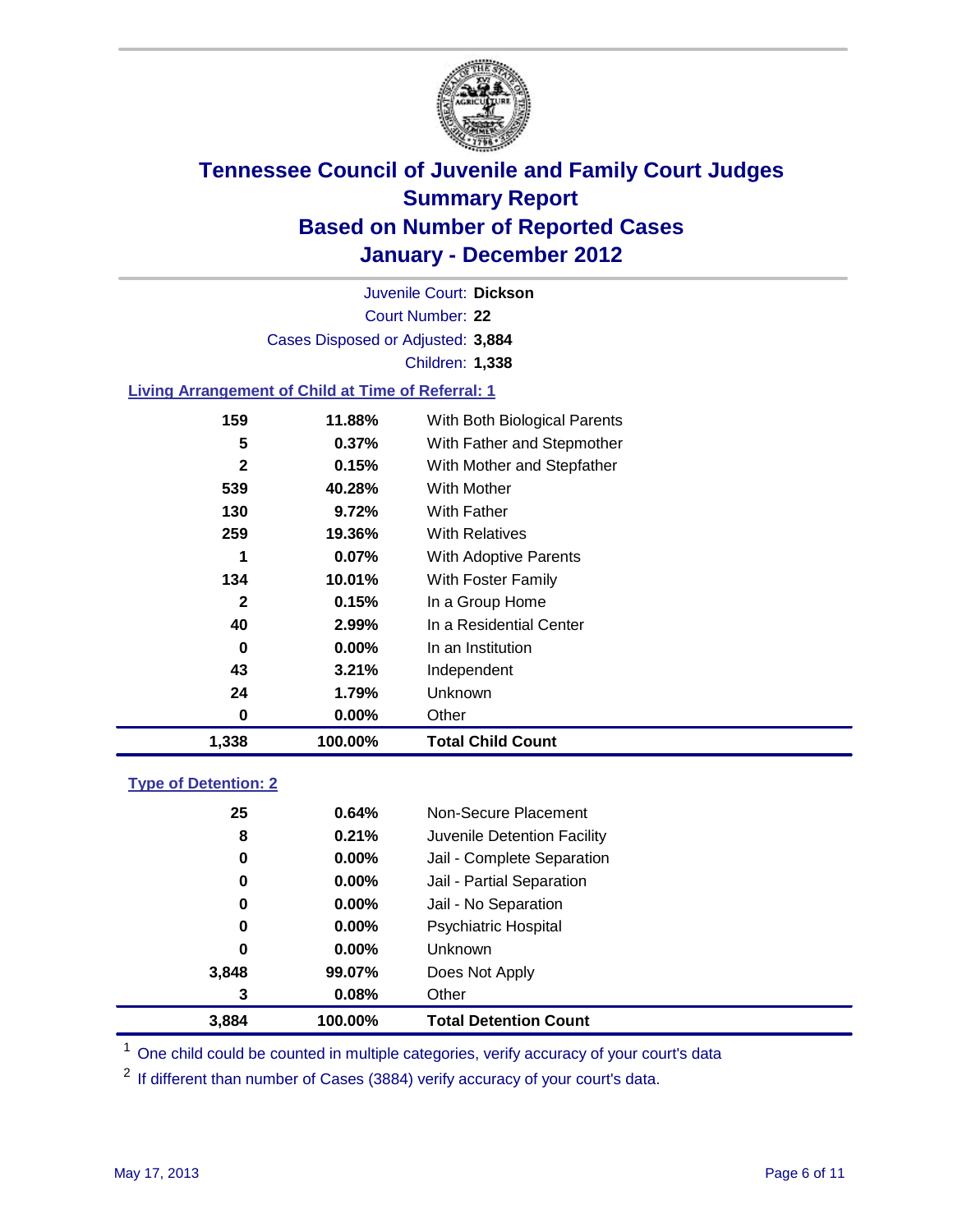# Tennessee Council of Juvenile and Family Court Judges
## Summary Report
## Based on Number of Reported Cases
## January - December 2012

Juvenile Court: **Dickson**

Court Number: **22**

Cases Disposed or Adjusted: **3,884**

Children: **1,338**

### Living Arrangement of Child at Time of Referral: 1

| Count | Percent | Category |
|---|---|---|
| 159 | 11.88% | With Both Biological Parents |
| 5 | 0.37% | With Father and Stepmother |
| 2 | 0.15% | With Mother and Stepfather |
| 539 | 40.28% | With Mother |
| 130 | 9.72% | With Father |
| 259 | 19.36% | With Relatives |
| 1 | 0.07% | With Adoptive Parents |
| 134 | 10.01% | With Foster Family |
| 2 | 0.15% | In a Group Home |
| 40 | 2.99% | In a Residential Center |
| 0 | 0.00% | In an Institution |
| 43 | 3.21% | Independent |
| 24 | 1.79% | Unknown |
| 0 | 0.00% | Other |
| **1,338** | **100.00%** | **Total Child Count** |

### Type of Detention: 2

| Count | Percent | Category |
|---|---|---|
| 25 | 0.64% | Non-Secure Placement |
| 8 | 0.21% | Juvenile Detention Facility |
| 0 | 0.00% | Jail - Complete Separation |
| 0 | 0.00% | Jail - Partial Separation |
| 0 | 0.00% | Jail - No Separation |
| 0 | 0.00% | Psychiatric Hospital |
| 0 | 0.00% | Unknown |
| 3,848 | 99.07% | Does Not Apply |
| 3 | 0.08% | Other |
| **3,884** | **100.00%** | **Total Detention Count** |

[1] One child could be counted in multiple categories, verify accuracy of your court's data

[2] If different than number of Cases (3884) verify accuracy of your court's data.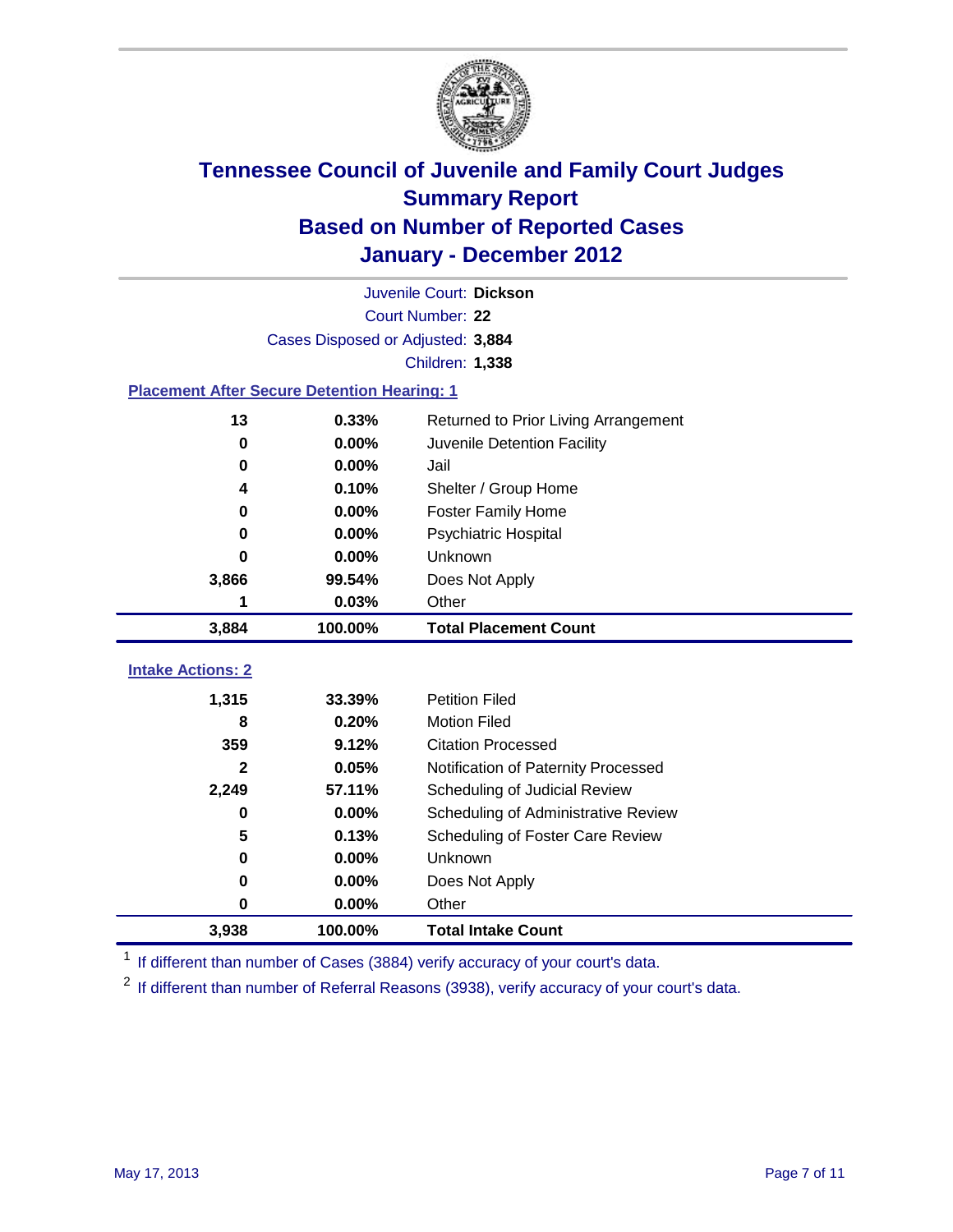# Tennessee Council of Juvenile and Family Court Judges
## Summary Report
## Based on Number of Reported Cases
## January - December 2012

Juvenile Court: **Dickson**
Court Number: **22**
Cases Disposed or Adjusted: **3,884**
Children: **1,338**

### Placement After Secure Detention Hearing: 1

| Count | Percent | Placement |
|---|---|---|
| 13 | 0.33% | Returned to Prior Living Arrangement |
| 0 | 0.00% | Juvenile Detention Facility |
| 0 | 0.00% | Jail |
| 4 | 0.10% | Shelter / Group Home |
| 0 | 0.00% | Foster Family Home |
| 0 | 0.00% | Psychiatric Hospital |
| 0 | 0.00% | Unknown |
| 3,866 | 99.54% | Does Not Apply |
| 1 | 0.03% | Other |
| **3,884** | **100.00%** | **Total Placement Count** |

### Intake Actions: 2

| Count | Percent | Intake Action |
|---|---|---|
| 1,315 | 33.39% | Petition Filed |
| 8 | 0.20% | Motion Filed |
| 359 | 9.12% | Citation Processed |
| 2 | 0.05% | Notification of Paternity Processed |
| 2,249 | 57.11% | Scheduling of Judicial Review |
| 0 | 0.00% | Scheduling of Administrative Review |
| 5 | 0.13% | Scheduling of Foster Care Review |
| 0 | 0.00% | Unknown |
| 0 | 0.00% | Does Not Apply |
| 0 | 0.00% | Other |
| **3,938** | **100.00%** | **Total Intake Count** |

[1] If different than number of Cases (3884) verify accuracy of your court's data.

[2] If different than number of Referral Reasons (3938), verify accuracy of your court's data.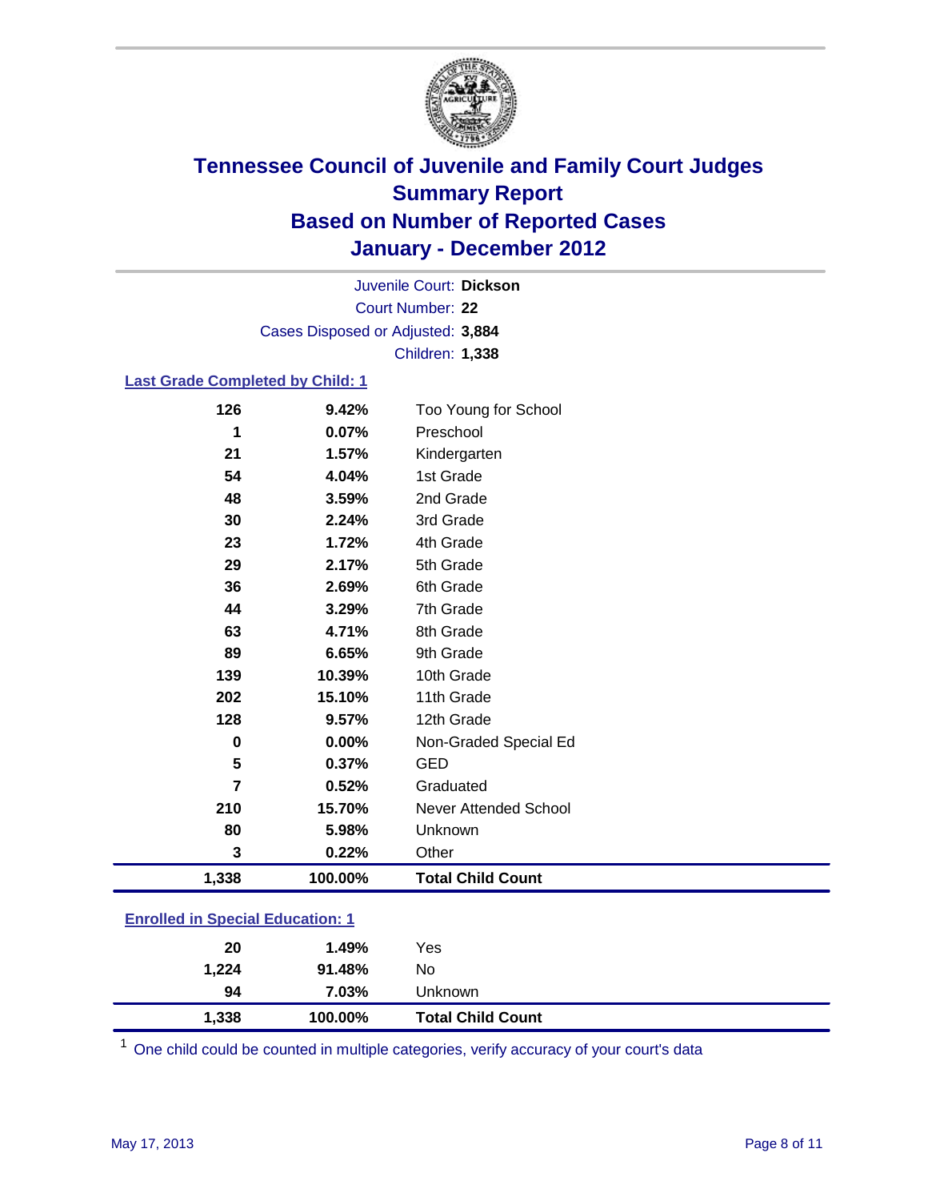# Tennessee Council of Juvenile and Family Court Judges
## Summary Report
## Based on Number of Reported Cases
## January - December 2012

Juvenile Court: **Dickson**

Court Number: **22**

Cases Disposed or Adjusted: **3,884**

Children: **1,338**

### Last Grade Completed by Child: 1

| Count | Percent | Category |
|---|---|---|
| 126 | 9.42% | Too Young for School |
| 1 | 0.07% | Preschool |
| 21 | 1.57% | Kindergarten |
| 54 | 4.04% | 1st Grade |
| 48 | 3.59% | 2nd Grade |
| 30 | 2.24% | 3rd Grade |
| 23 | 1.72% | 4th Grade |
| 29 | 2.17% | 5th Grade |
| 36 | 2.69% | 6th Grade |
| 44 | 3.29% | 7th Grade |
| 63 | 4.71% | 8th Grade |
| 89 | 6.65% | 9th Grade |
| 139 | 10.39% | 10th Grade |
| 202 | 15.10% | 11th Grade |
| 128 | 9.57% | 12th Grade |
| 0 | 0.00% | Non-Graded Special Ed |
| 5 | 0.37% | GED |
| 7 | 0.52% | Graduated |
| 210 | 15.70% | Never Attended School |
| 80 | 5.98% | Unknown |
| 3 | 0.22% | Other |
| **1,338** | **100.00%** | **Total Child Count** |

### Enrolled in Special Education: 1

| Count | Percent | Category |
|---|---|---|
| 20 | 1.49% | Yes |
| 1,224 | 91.48% | No |
| 94 | 7.03% | Unknown |
| **1,338** | **100.00%** | **Total Child Count** |

[1] One child could be counted in multiple categories, verify accuracy of your court's data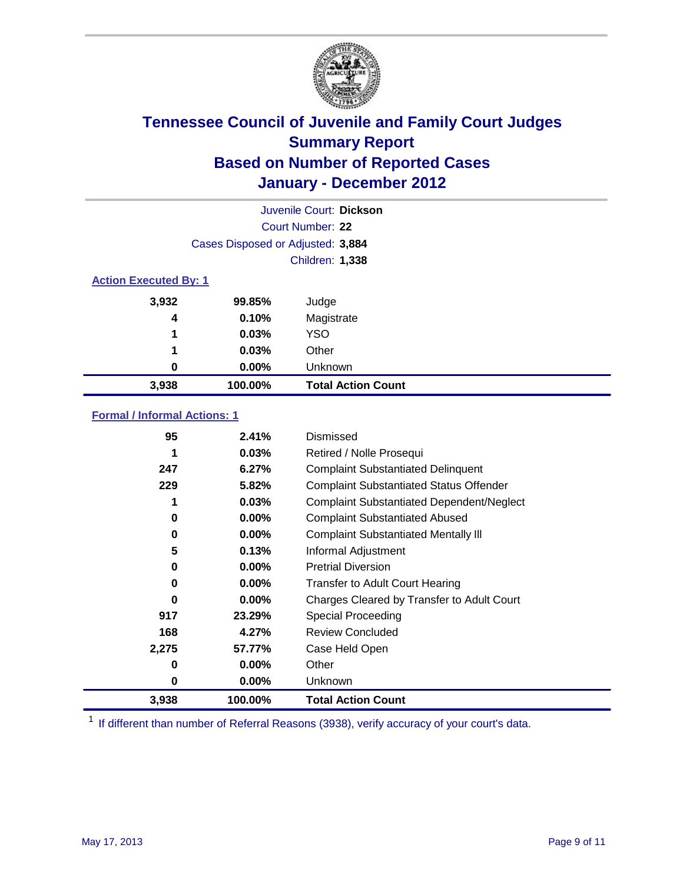# Tennessee Council of Juvenile and Family Court Judges
# Summary Report
# Based on Number of Reported Cases
# January - December 2012

Juvenile Court: **Dickson**

Court Number: **22**

Cases Disposed or Adjusted: **3,884**

Children: **1,338**

### Action Executed By: 1

| | | |
|---|---|---|
| 3,932 | 99.85% | Judge |
| 4 | 0.10% | Magistrate |
| 1 | 0.03% | YSO |
| 1 | 0.03% | Other |
| 0 | 0.00% | Unknown |
| **3,938** | **100.00%** | **Total Action Count** |

### Formal / Informal Actions: 1

| | | |
|---|---|---|
| 95 | 2.41% | Dismissed |
| 1 | 0.03% | Retired / Nolle Prosequi |
| 247 | 6.27% | Complaint Substantiated Delinquent |
| 229 | 5.82% | Complaint Substantiated Status Offender |
| 1 | 0.03% | Complaint Substantiated Dependent/Neglect |
| 0 | 0.00% | Complaint Substantiated Abused |
| 0 | 0.00% | Complaint Substantiated Mentally Ill |
| 5 | 0.13% | Informal Adjustment |
| 0 | 0.00% | Pretrial Diversion |
| 0 | 0.00% | Transfer to Adult Court Hearing |
| 0 | 0.00% | Charges Cleared by Transfer to Adult Court |
| 917 | 23.29% | Special Proceeding |
| 168 | 4.27% | Review Concluded |
| 2,275 | 57.77% | Case Held Open |
| 0 | 0.00% | Other |
| 0 | 0.00% | Unknown |
| **3,938** | **100.00%** | **Total Action Count** |

[1] If different than number of Referral Reasons (3938), verify accuracy of your court's data.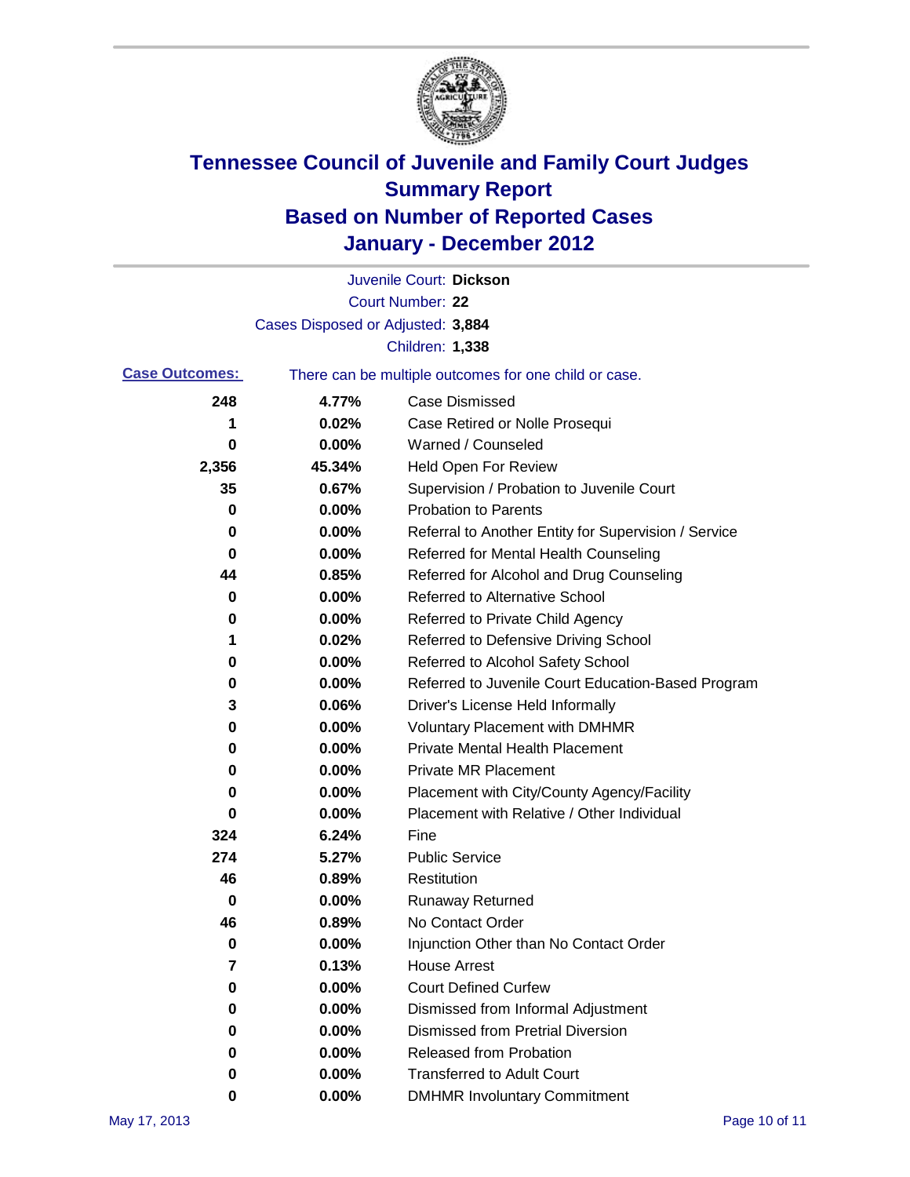# Tennessee Council of Juvenile and Family Court Judges
## Summary Report
## Based on Number of Reported Cases
## January - December 2012

Juvenile Court: **Dickson**

Court Number: **22**

Cases Disposed or Adjusted: **3,884**

Children: **1,338**

**Case Outcomes:** There can be multiple outcomes for one child or case.

| Count | Percent | Outcome |
|---|---|---|
| 248 | 4.77% | Case Dismissed |
| 1 | 0.02% | Case Retired or Nolle Prosequi |
| 0 | 0.00% | Warned / Counseled |
| 2,356 | 45.34% | Held Open For Review |
| 35 | 0.67% | Supervision / Probation to Juvenile Court |
| 0 | 0.00% | Probation to Parents |
| 0 | 0.00% | Referral to Another Entity for Supervision / Service |
| 0 | 0.00% | Referred for Mental Health Counseling |
| 44 | 0.85% | Referred for Alcohol and Drug Counseling |
| 0 | 0.00% | Referred to Alternative School |
| 0 | 0.00% | Referred to Private Child Agency |
| 1 | 0.02% | Referred to Defensive Driving School |
| 0 | 0.00% | Referred to Alcohol Safety School |
| 0 | 0.00% | Referred to Juvenile Court Education-Based Program |
| 3 | 0.06% | Driver's License Held Informally |
| 0 | 0.00% | Voluntary Placement with DMHMR |
| 0 | 0.00% | Private Mental Health Placement |
| 0 | 0.00% | Private MR Placement |
| 0 | 0.00% | Placement with City/County Agency/Facility |
| 0 | 0.00% | Placement with Relative / Other Individual |
| 324 | 6.24% | Fine |
| 274 | 5.27% | Public Service |
| 46 | 0.89% | Restitution |
| 0 | 0.00% | Runaway Returned |
| 46 | 0.89% | No Contact Order |
| 0 | 0.00% | Injunction Other than No Contact Order |
| 7 | 0.13% | House Arrest |
| 0 | 0.00% | Court Defined Curfew |
| 0 | 0.00% | Dismissed from Informal Adjustment |
| 0 | 0.00% | Dismissed from Pretrial Diversion |
| 0 | 0.00% | Released from Probation |
| 0 | 0.00% | Transferred to Adult Court |
| 0 | 0.00% | DMHMR Involuntary Commitment |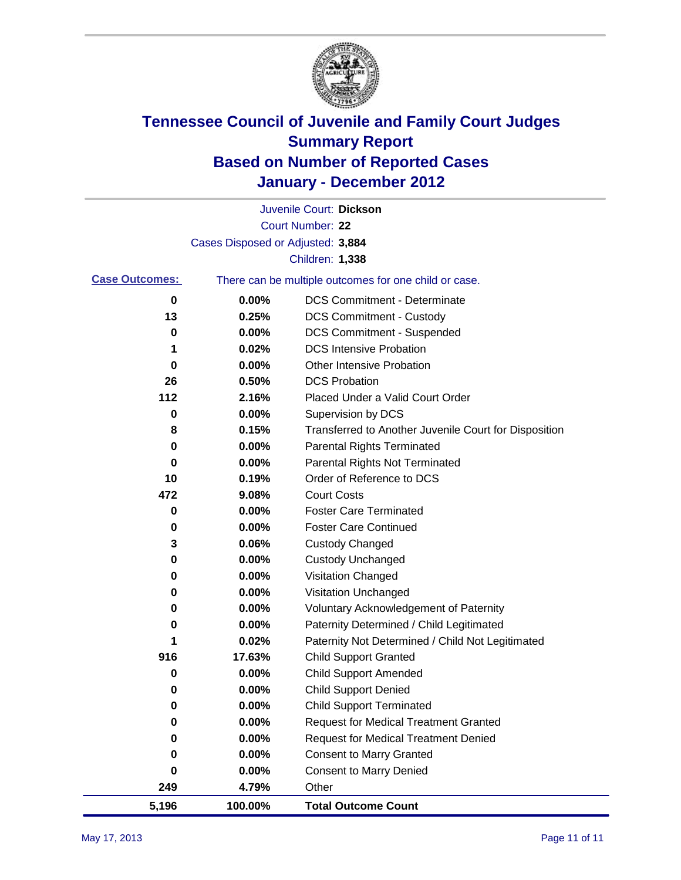# Tennessee Council of Juvenile and Family Court Judges
# Summary Report
# Based on Number of Reported Cases
# January - December 2012

Juvenile Court: **Dickson**

Court Number: **22**

Cases Disposed or Adjusted: **3,884**

Children: **1,338**

**Case Outcomes:** There can be multiple outcomes for one child or case.

| | | |
|---|---|---|
| 0 | 0.00% | DCS Commitment - Determinate |
| 13 | 0.25% | DCS Commitment - Custody |
| 0 | 0.00% | DCS Commitment - Suspended |
| 1 | 0.02% | DCS Intensive Probation |
| 0 | 0.00% | Other Intensive Probation |
| 26 | 0.50% | DCS Probation |
| 112 | 2.16% | Placed Under a Valid Court Order |
| 0 | 0.00% | Supervision by DCS |
| 8 | 0.15% | Transferred to Another Juvenile Court for Disposition |
| 0 | 0.00% | Parental Rights Terminated |
| 0 | 0.00% | Parental Rights Not Terminated |
| 10 | 0.19% | Order of Reference to DCS |
| 472 | 9.08% | Court Costs |
| 0 | 0.00% | Foster Care Terminated |
| 0 | 0.00% | Foster Care Continued |
| 3 | 0.06% | Custody Changed |
| 0 | 0.00% | Custody Unchanged |
| 0 | 0.00% | Visitation Changed |
| 0 | 0.00% | Visitation Unchanged |
| 0 | 0.00% | Voluntary Acknowledgement of Paternity |
| 0 | 0.00% | Paternity Determined / Child Legitimated |
| 1 | 0.02% | Paternity Not Determined / Child Not Legitimated |
| 916 | 17.63% | Child Support Granted |
| 0 | 0.00% | Child Support Amended |
| 0 | 0.00% | Child Support Denied |
| 0 | 0.00% | Child Support Terminated |
| 0 | 0.00% | Request for Medical Treatment Granted |
| 0 | 0.00% | Request for Medical Treatment Denied |
| 0 | 0.00% | Consent to Marry Granted |
| 0 | 0.00% | Consent to Marry Denied |
| 249 | 4.79% | Other |
| **5,196** | **100.00%** | **Total Outcome Count** |